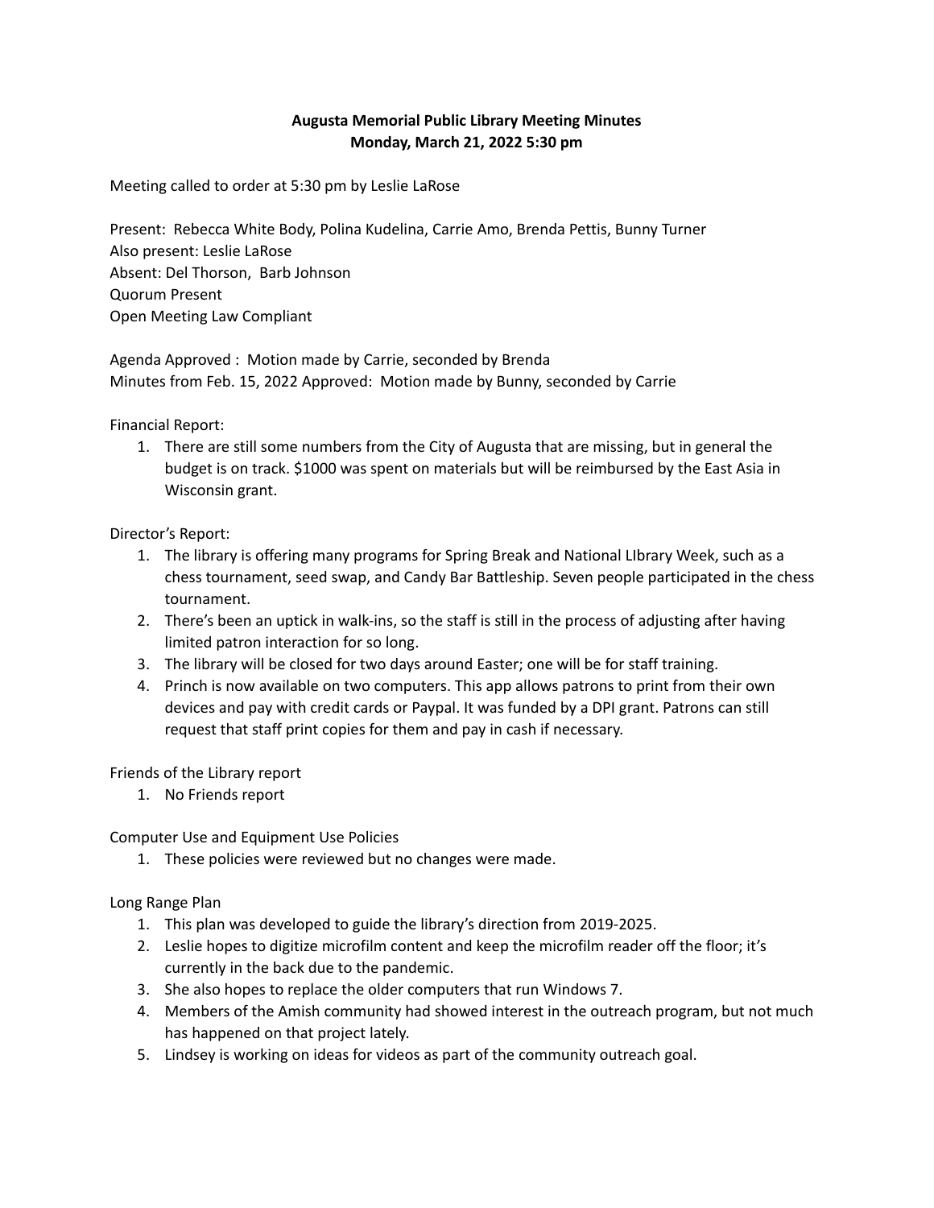**Augusta Memorial Public Library Meeting Minutes**
**Monday, March 21, 2022 5:30 pm**

Meeting called to order at 5:30 pm by Leslie LaRose

Present: Rebecca White Body, Polina Kudelina, Carrie Amo, Brenda Pettis, Bunny Turner
Also present: Leslie LaRose
Absent: Del Thorson, Barb Johnson
Quorum Present
Open Meeting Law Compliant

Agenda Approved : Motion made by Carrie, seconded by Brenda
Minutes from Feb. 15, 2022 Approved: Motion made by Bunny, seconded by Carrie

Financial Report:

1. There are still some numbers from the City of Augusta that are missing, but in general the budget is on track. $1000 was spent on materials but will be reimbursed by the East Asia in Wisconsin grant.

Director's Report:

1. The library is offering many programs for Spring Break and National LIbrary Week, such as a chess tournament, seed swap, and Candy Bar Battleship. Seven people participated in the chess tournament.
2. There's been an uptick in walk-ins, so the staff is still in the process of adjusting after having limited patron interaction for so long.
3. The library will be closed for two days around Easter; one will be for staff training.
4. Princh is now available on two computers. This app allows patrons to print from their own devices and pay with credit cards or Paypal. It was funded by a DPI grant. Patrons can still request that staff print copies for them and pay in cash if necessary.

Friends of the Library report

1. No Friends report

Computer Use and Equipment Use Policies

1. These policies were reviewed but no changes were made.

Long Range Plan

1. This plan was developed to guide the library's direction from 2019-2025.
2. Leslie hopes to digitize microfilm content and keep the microfilm reader off the floor; it's currently in the back due to the pandemic.
3. She also hopes to replace the older computers that run Windows 7.
4. Members of the Amish community had showed interest in the outreach program, but not much has happened on that project lately.
5. Lindsey is working on ideas for videos as part of the community outreach goal.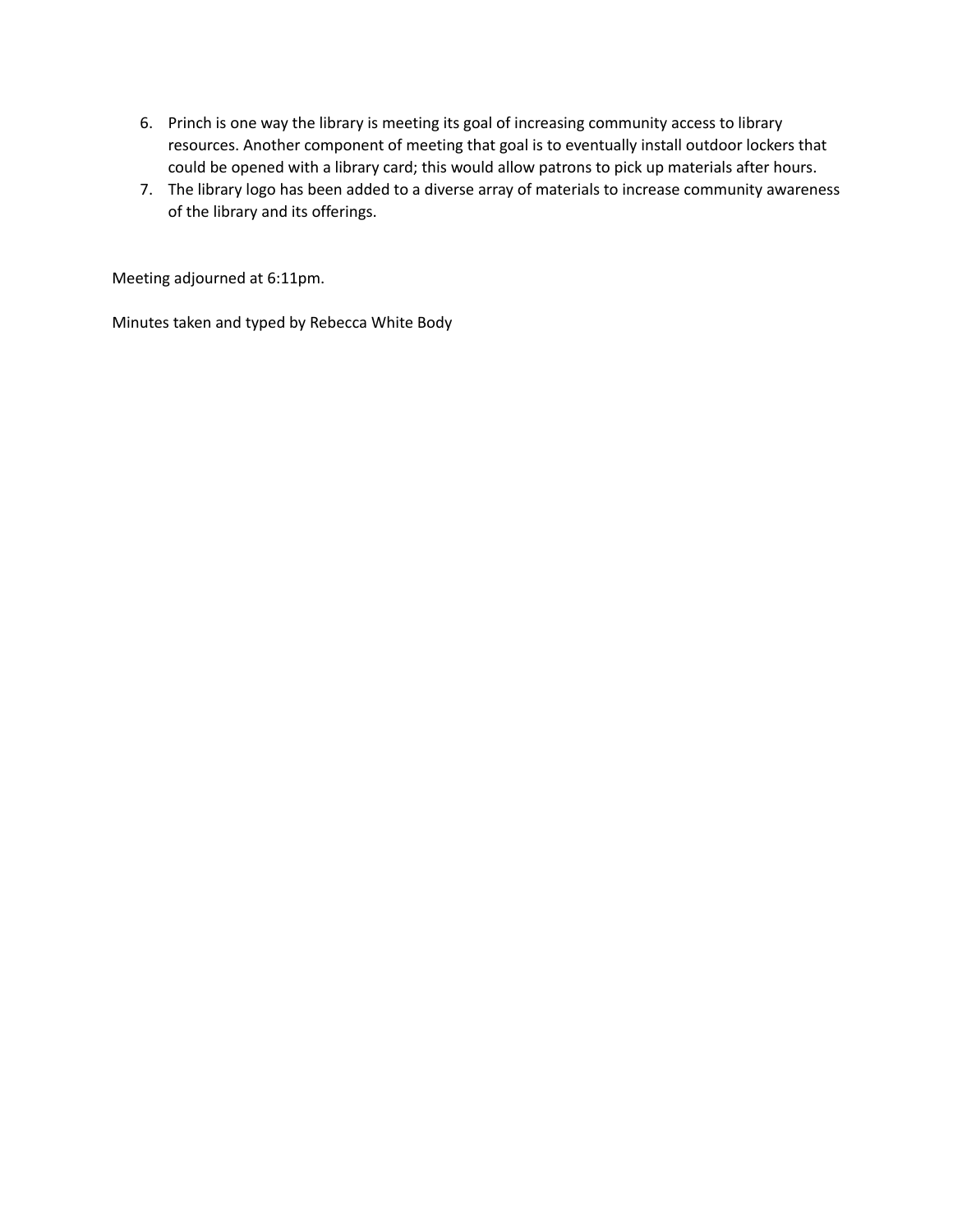6. Princh is one way the library is meeting its goal of increasing community access to library resources. Another component of meeting that goal is to eventually install outdoor lockers that could be opened with a library card; this would allow patrons to pick up materials after hours.
7. The library logo has been added to a diverse array of materials to increase community awareness of the library and its offerings.

Meeting adjourned at 6:11pm.

Minutes taken and typed by Rebecca White Body